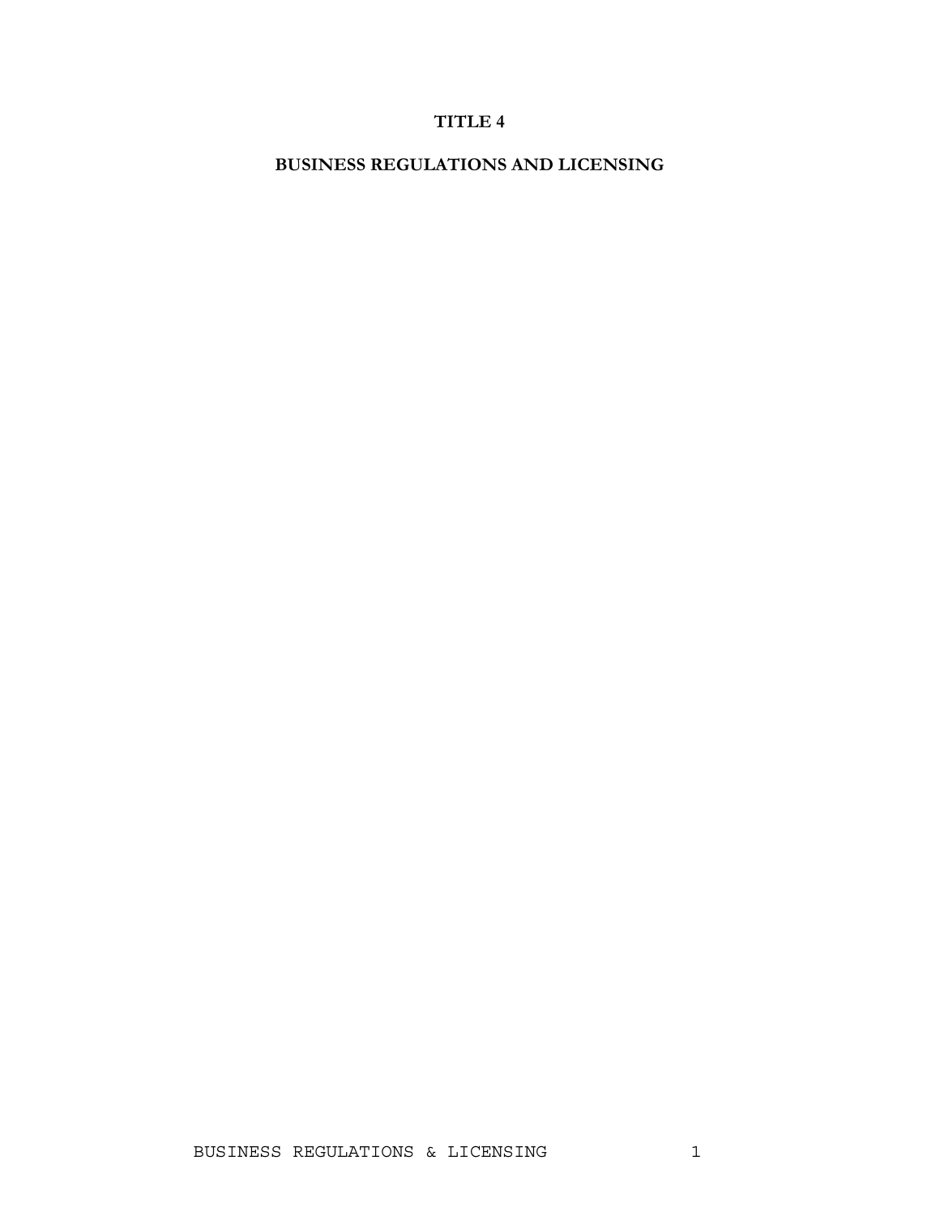# TITLE 4

## BUSINESS REGULATIONS AND LICENSING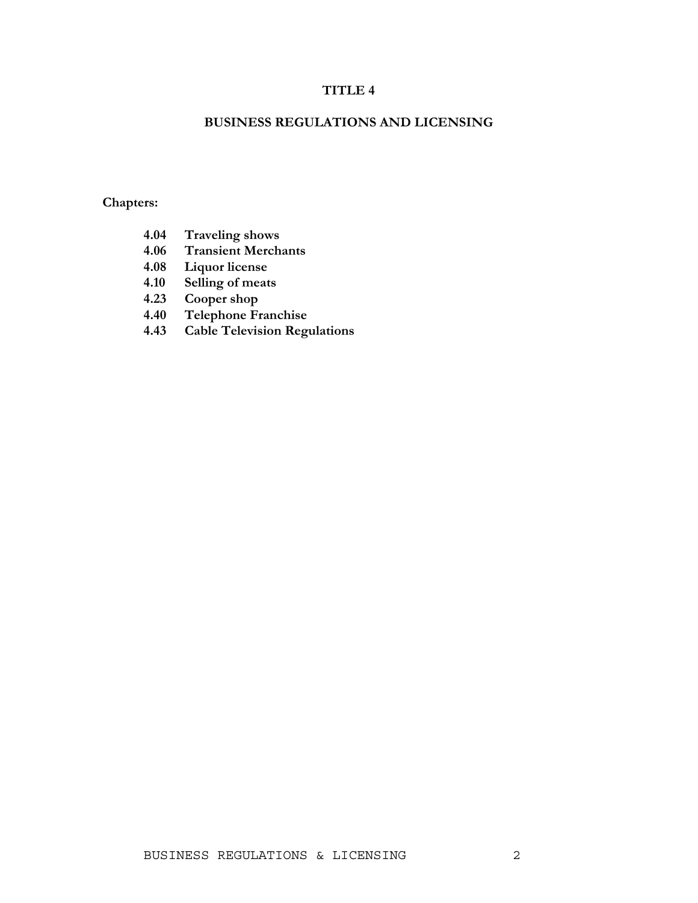# TITLE 4

## BUSINESS REGULATIONS AND LICENSING

**Chapters:**

**4.04 Traveling shows**
**4.06 Transient Merchants**
**4.08 Liquor license**
**4.10 Selling of meats**
**4.23 Cooper shop**
**4.40 Telephone Franchise**
**4.43 Cable Television Regulations**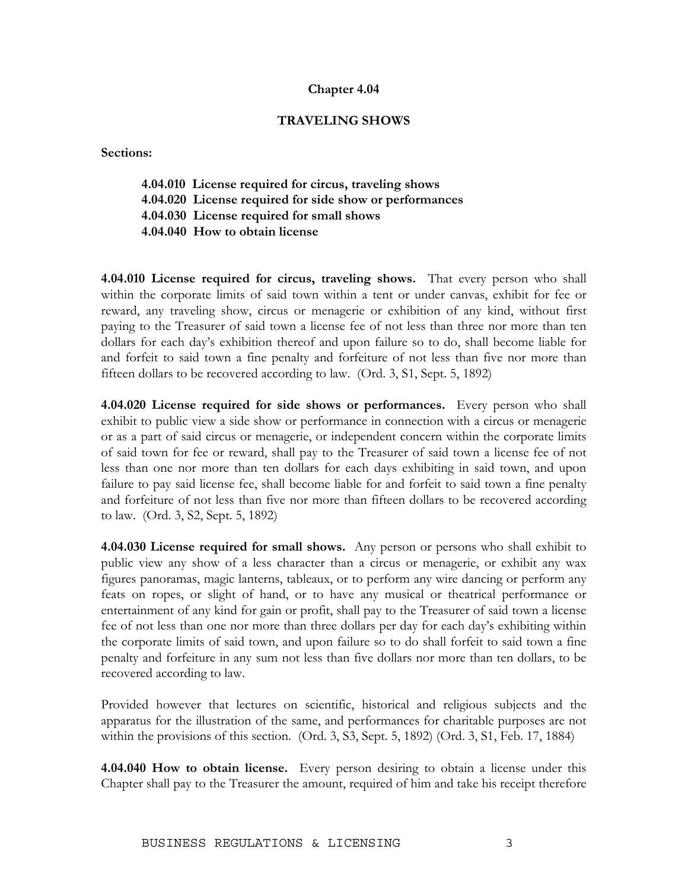## Chapter 4.04

### TRAVELING SHOWS

**Sections:**

**4.04.010 License required for circus, traveling shows**
**4.04.020 License required for side show or performances**
**4.04.030 License required for small shows**
**4.04.040 How to obtain license**

**4.04.010 License required for circus, traveling shows.** That every person who shall within the corporate limits of said town within a tent or under canvas, exhibit for fee or reward, any traveling show, circus or menagerie or exhibition of any kind, without first paying to the Treasurer of said town a license fee of not less than three nor more than ten dollars for each day's exhibition thereof and upon failure so to do, shall become liable for and forfeit to said town a fine penalty and forfeiture of not less than five nor more than fifteen dollars to be recovered according to law. (Ord. 3, S1, Sept. 5, 1892)

**4.04.020 License required for side shows or performances.** Every person who shall exhibit to public view a side show or performance in connection with a circus or menagerie or as a part of said circus or menagerie, or independent concern within the corporate limits of said town for fee or reward, shall pay to the Treasurer of said town a license fee of not less than one nor more than ten dollars for each days exhibiting in said town, and upon failure to pay said license fee, shall become liable for and forfeit to said town a fine penalty and forfeiture of not less than five nor more than fifteen dollars to be recovered according to law. (Ord. 3, S2, Sept. 5, 1892)

**4.04.030 License required for small shows.** Any person or persons who shall exhibit to public view any show of a less character than a circus or menagerie, or exhibit any wax figures panoramas, magic lanterns, tableaux, or to perform any wire dancing or perform any feats on ropes, or slight of hand, or to have any musical or theatrical performance or entertainment of any kind for gain or profit, shall pay to the Treasurer of said town a license fee of not less than one nor more than three dollars per day for each day's exhibiting within the corporate limits of said town, and upon failure so to do shall forfeit to said town a fine penalty and forfeiture in any sum not less than five dollars nor more than ten dollars, to be recovered according to law.

Provided however that lectures on scientific, historical and religious subjects and the apparatus for the illustration of the same, and performances for charitable purposes are not within the provisions of this section. (Ord. 3, S3, Sept. 5, 1892) (Ord. 3, S1, Feb. 17, 1884)

**4.04.040 How to obtain license.** Every person desiring to obtain a license under this Chapter shall pay to the Treasurer the amount, required of him and take his receipt therefore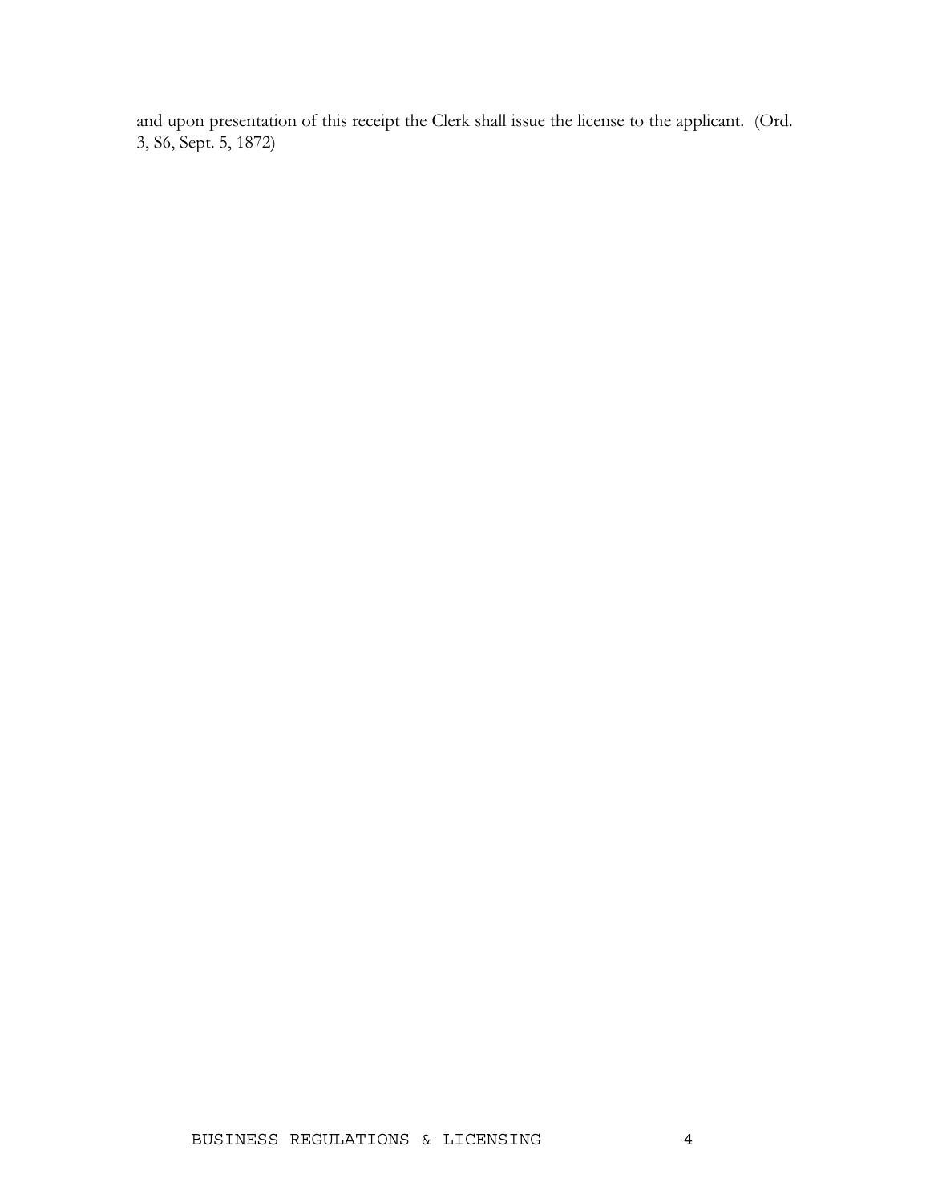and upon presentation of this receipt the Clerk shall issue the license to the applicant. (Ord. 3, S6, Sept. 5, 1872)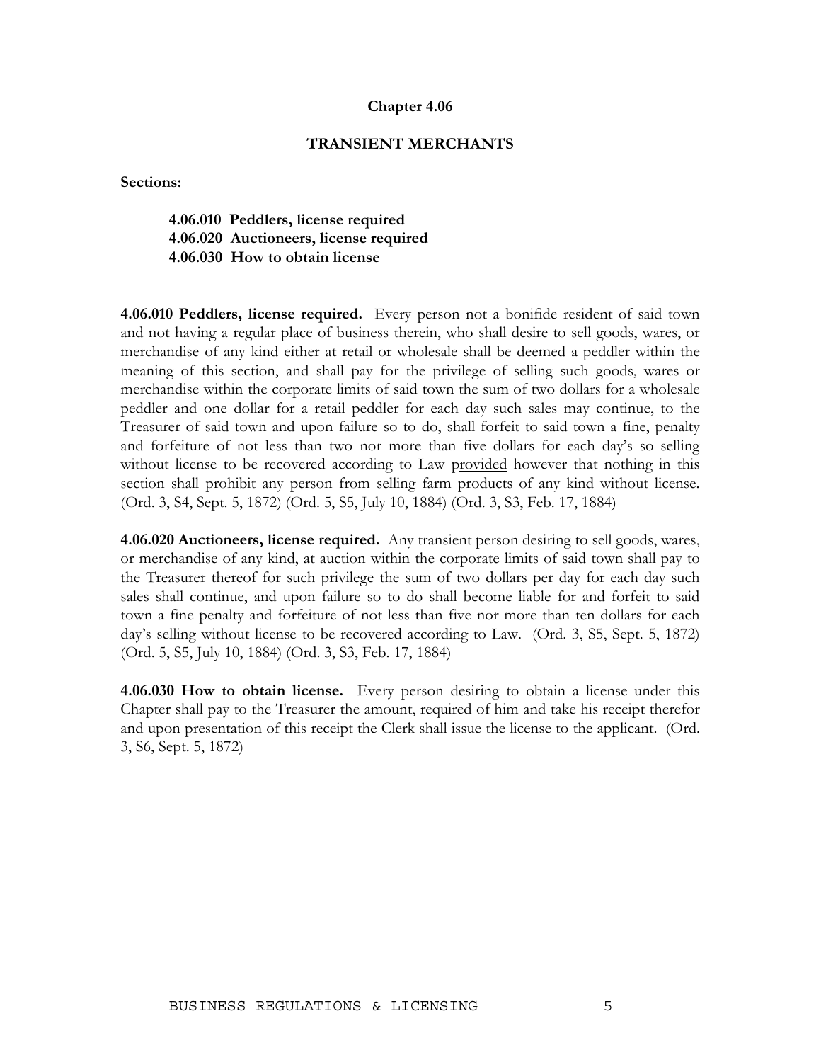# Chapter 4.06

## TRANSIENT MERCHANTS

**Sections:**

**4.06.010 Peddlers, license required**
**4.06.020 Auctioneers, license required**
**4.06.030 How to obtain license**

**4.06.010 Peddlers, license required.** Every person not a bonifide resident of said town and not having a regular place of business therein, who shall desire to sell goods, wares, or merchandise of any kind either at retail or wholesale shall be deemed a peddler within the meaning of this section, and shall pay for the privilege of selling such goods, wares or merchandise within the corporate limits of said town the sum of two dollars for a wholesale peddler and one dollar for a retail peddler for each day such sales may continue, to the Treasurer of said town and upon failure so to do, shall forfeit to said town a fine, penalty and forfeiture of not less than two nor more than five dollars for each day's so selling without license to be recovered according to Law provided however that nothing in this section shall prohibit any person from selling farm products of any kind without license. (Ord. 3, S4, Sept. 5, 1872) (Ord. 5, S5, July 10, 1884) (Ord. 3, S3, Feb. 17, 1884)

**4.06.020 Auctioneers, license required.** Any transient person desiring to sell goods, wares, or merchandise of any kind, at auction within the corporate limits of said town shall pay to the Treasurer thereof for such privilege the sum of two dollars per day for each day such sales shall continue, and upon failure so to do shall become liable for and forfeit to said town a fine penalty and forfeiture of not less than five nor more than ten dollars for each day's selling without license to be recovered according to Law. (Ord. 3, S5, Sept. 5, 1872) (Ord. 5, S5, July 10, 1884) (Ord. 3, S3, Feb. 17, 1884)

**4.06.030 How to obtain license.** Every person desiring to obtain a license under this Chapter shall pay to the Treasurer the amount, required of him and take his receipt therefor and upon presentation of this receipt the Clerk shall issue the license to the applicant. (Ord. 3, S6, Sept. 5, 1872)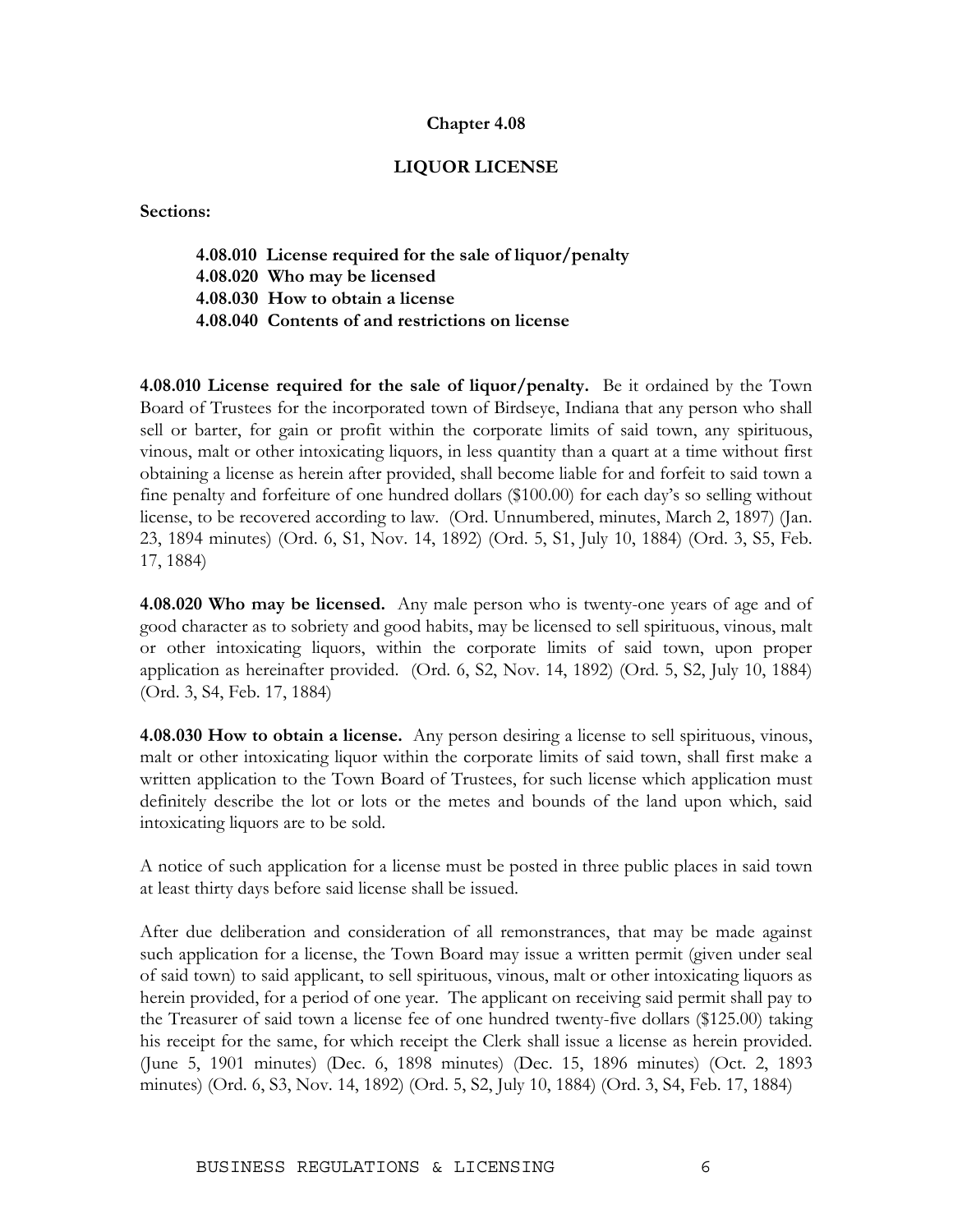# Chapter 4.08

## LIQUOR LICENSE

**Sections:**

- **4.08.010 License required for the sale of liquor/penalty**
- **4.08.020 Who may be licensed**
- **4.08.030 How to obtain a license**
- **4.08.040 Contents of and restrictions on license**

**4.08.010 License required for the sale of liquor/penalty.** Be it ordained by the Town Board of Trustees for the incorporated town of Birdseye, Indiana that any person who shall sell or barter, for gain or profit within the corporate limits of said town, any spirituous, vinous, malt or other intoxicating liquors, in less quantity than a quart at a time without first obtaining a license as herein after provided, shall become liable for and forfeit to said town a fine penalty and forfeiture of one hundred dollars ($100.00) for each day's so selling without license, to be recovered according to law. (Ord. Unnumbered, minutes, March 2, 1897) (Jan. 23, 1894 minutes) (Ord. 6, S1, Nov. 14, 1892) (Ord. 5, S1, July 10, 1884) (Ord. 3, S5, Feb. 17, 1884)

**4.08.020 Who may be licensed.** Any male person who is twenty-one years of age and of good character as to sobriety and good habits, may be licensed to sell spirituous, vinous, malt or other intoxicating liquors, within the corporate limits of said town, upon proper application as hereinafter provided. (Ord. 6, S2, Nov. 14, 1892) (Ord. 5, S2, July 10, 1884) (Ord. 3, S4, Feb. 17, 1884)

**4.08.030 How to obtain a license.** Any person desiring a license to sell spirituous, vinous, malt or other intoxicating liquor within the corporate limits of said town, shall first make a written application to the Town Board of Trustees, for such license which application must definitely describe the lot or lots or the metes and bounds of the land upon which, said intoxicating liquors are to be sold.

A notice of such application for a license must be posted in three public places in said town at least thirty days before said license shall be issued.

After due deliberation and consideration of all remonstrances, that may be made against such application for a license, the Town Board may issue a written permit (given under seal of said town) to said applicant, to sell spirituous, vinous, malt or other intoxicating liquors as herein provided, for a period of one year. The applicant on receiving said permit shall pay to the Treasurer of said town a license fee of one hundred twenty-five dollars ($125.00) taking his receipt for the same, for which receipt the Clerk shall issue a license as herein provided. (June 5, 1901 minutes) (Dec. 6, 1898 minutes) (Dec. 15, 1896 minutes) (Oct. 2, 1893 minutes) (Ord. 6, S3, Nov. 14, 1892) (Ord. 5, S2, July 10, 1884) (Ord. 3, S4, Feb. 17, 1884)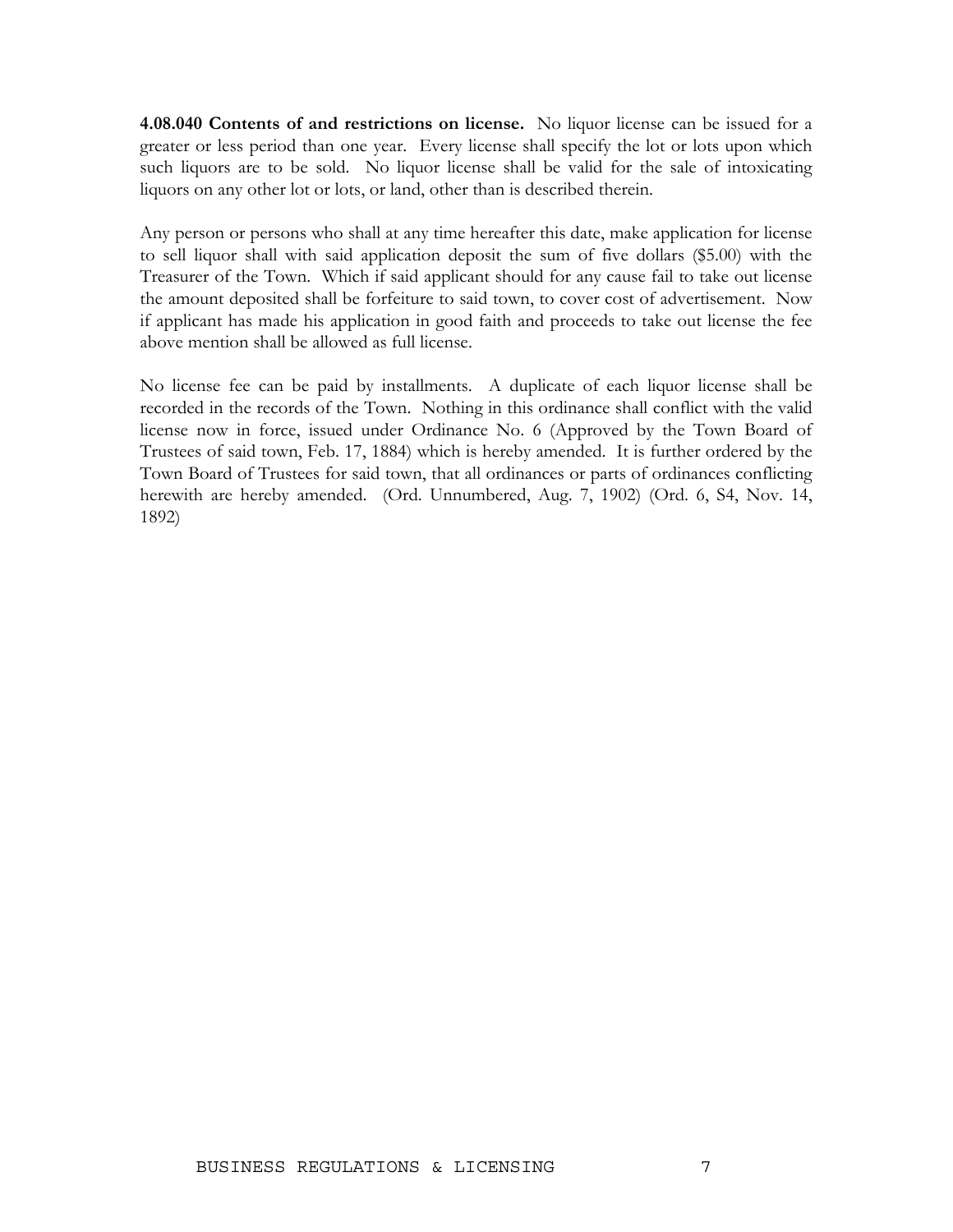**4.08.040 Contents of and restrictions on license.** No liquor license can be issued for a greater or less period than one year. Every license shall specify the lot or lots upon which such liquors are to be sold. No liquor license shall be valid for the sale of intoxicating liquors on any other lot or lots, or land, other than is described therein.

Any person or persons who shall at any time hereafter this date, make application for license to sell liquor shall with said application deposit the sum of five dollars ($5.00) with the Treasurer of the Town. Which if said applicant should for any cause fail to take out license the amount deposited shall be forfeiture to said town, to cover cost of advertisement. Now if applicant has made his application in good faith and proceeds to take out license the fee above mention shall be allowed as full license.

No license fee can be paid by installments. A duplicate of each liquor license shall be recorded in the records of the Town. Nothing in this ordinance shall conflict with the valid license now in force, issued under Ordinance No. 6 (Approved by the Town Board of Trustees of said town, Feb. 17, 1884) which is hereby amended. It is further ordered by the Town Board of Trustees for said town, that all ordinances or parts of ordinances conflicting herewith are hereby amended. (Ord. Unnumbered, Aug. 7, 1902) (Ord. 6, S4, Nov. 14, 1892)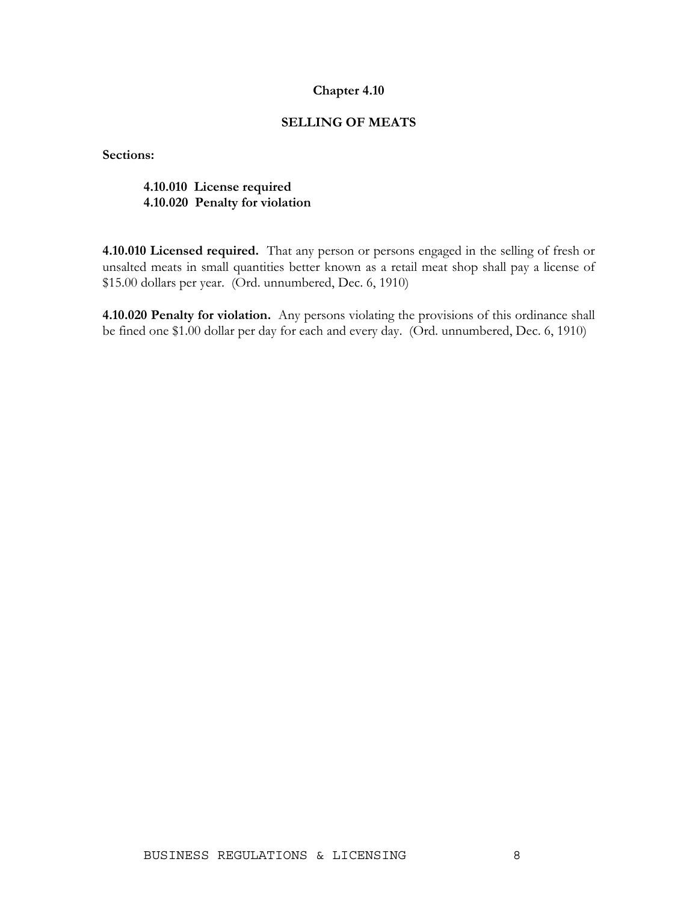# Chapter 4.10

## SELLING OF MEATS

**Sections:**

**4.10.010 License required**
**4.10.020 Penalty for violation**

**4.10.010 Licensed required.** That any person or persons engaged in the selling of fresh or unsalted meats in small quantities better known as a retail meat shop shall pay a license of $15.00 dollars per year. (Ord. unnumbered, Dec. 6, 1910)

**4.10.020 Penalty for violation.** Any persons violating the provisions of this ordinance shall be fined one $1.00 dollar per day for each and every day. (Ord. unnumbered, Dec. 6, 1910)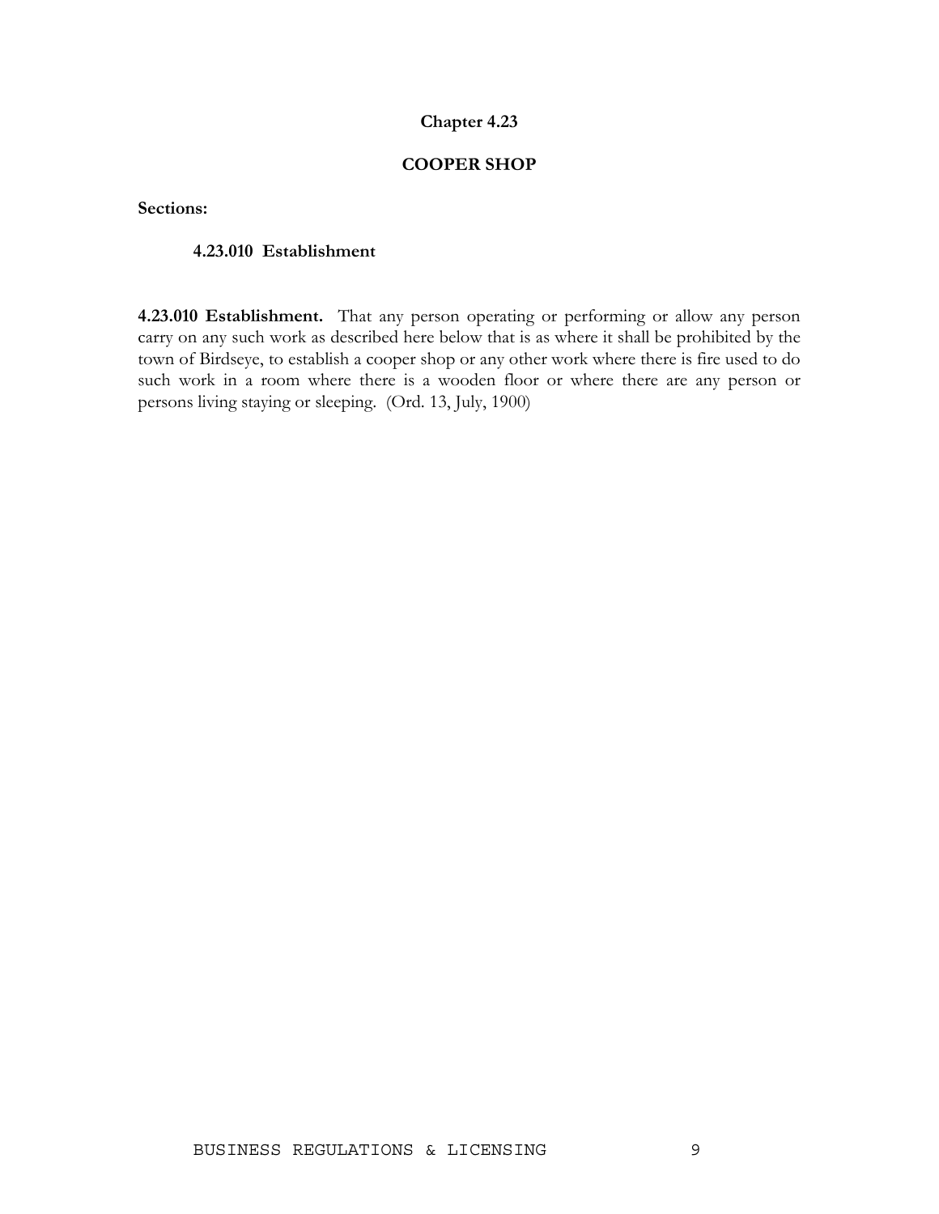# Chapter 4.23

## COOPER SHOP

**Sections:**

**4.23.010 Establishment**

**4.23.010 Establishment.** That any person operating or performing or allow any person carry on any such work as described here below that is as where it shall be prohibited by the town of Birdseye, to establish a cooper shop or any other work where there is fire used to do such work in a room where there is a wooden floor or where there are any person or persons living staying or sleeping. (Ord. 13, July, 1900)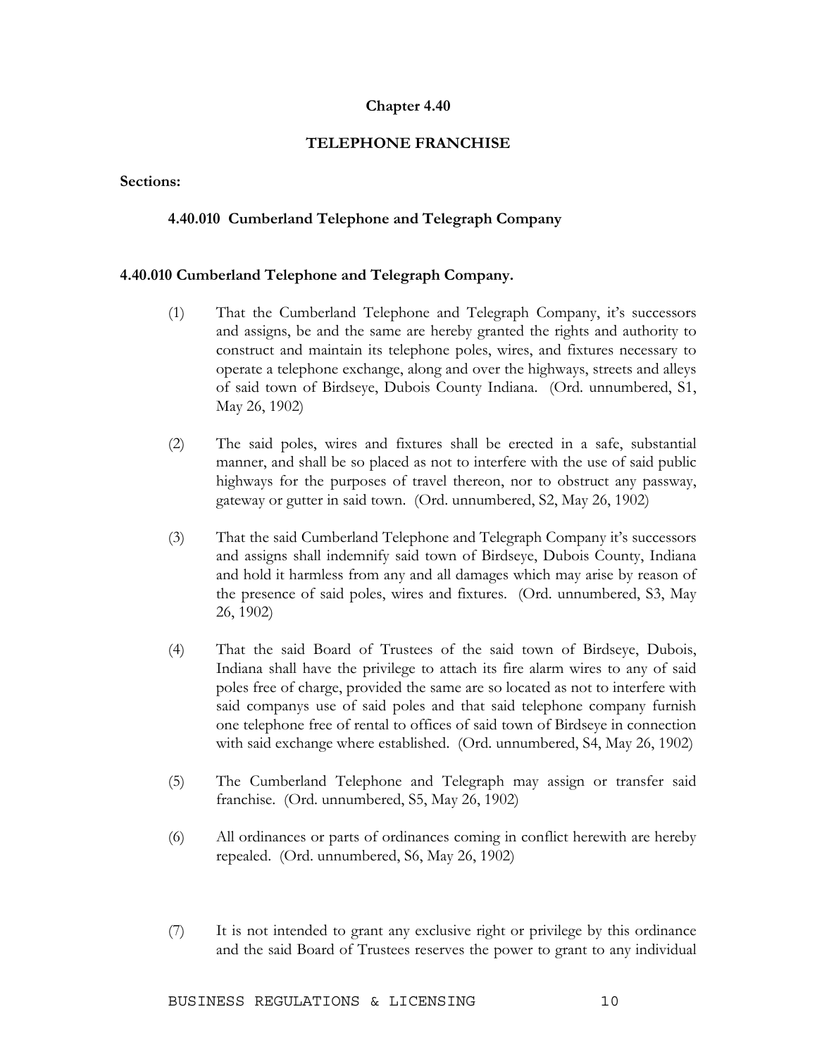# Chapter 4.40

## TELEPHONE FRANCHISE

**Sections:**

**4.40.010 Cumberland Telephone and Telegraph Company**

**4.40.010 Cumberland Telephone and Telegraph Company.**

(1) That the Cumberland Telephone and Telegraph Company, it's successors and assigns, be and the same are hereby granted the rights and authority to construct and maintain its telephone poles, wires, and fixtures necessary to operate a telephone exchange, along and over the highways, streets and alleys of said town of Birdseye, Dubois County Indiana. (Ord. unnumbered, S1, May 26, 1902)

(2) The said poles, wires and fixtures shall be erected in a safe, substantial manner, and shall be so placed as not to interfere with the use of said public highways for the purposes of travel thereon, nor to obstruct any passway, gateway or gutter in said town. (Ord. unnumbered, S2, May 26, 1902)

(3) That the said Cumberland Telephone and Telegraph Company it's successors and assigns shall indemnify said town of Birdseye, Dubois County, Indiana and hold it harmless from any and all damages which may arise by reason of the presence of said poles, wires and fixtures. (Ord. unnumbered, S3, May 26, 1902)

(4) That the said Board of Trustees of the said town of Birdseye, Dubois, Indiana shall have the privilege to attach its fire alarm wires to any of said poles free of charge, provided the same are so located as not to interfere with said companys use of said poles and that said telephone company furnish one telephone free of rental to offices of said town of Birdseye in connection with said exchange where established. (Ord. unnumbered, S4, May 26, 1902)

(5) The Cumberland Telephone and Telegraph may assign or transfer said franchise. (Ord. unnumbered, S5, May 26, 1902)

(6) All ordinances or parts of ordinances coming in conflict herewith are hereby repealed. (Ord. unnumbered, S6, May 26, 1902)

(7) It is not intended to grant any exclusive right or privilege by this ordinance and the said Board of Trustees reserves the power to grant to any individual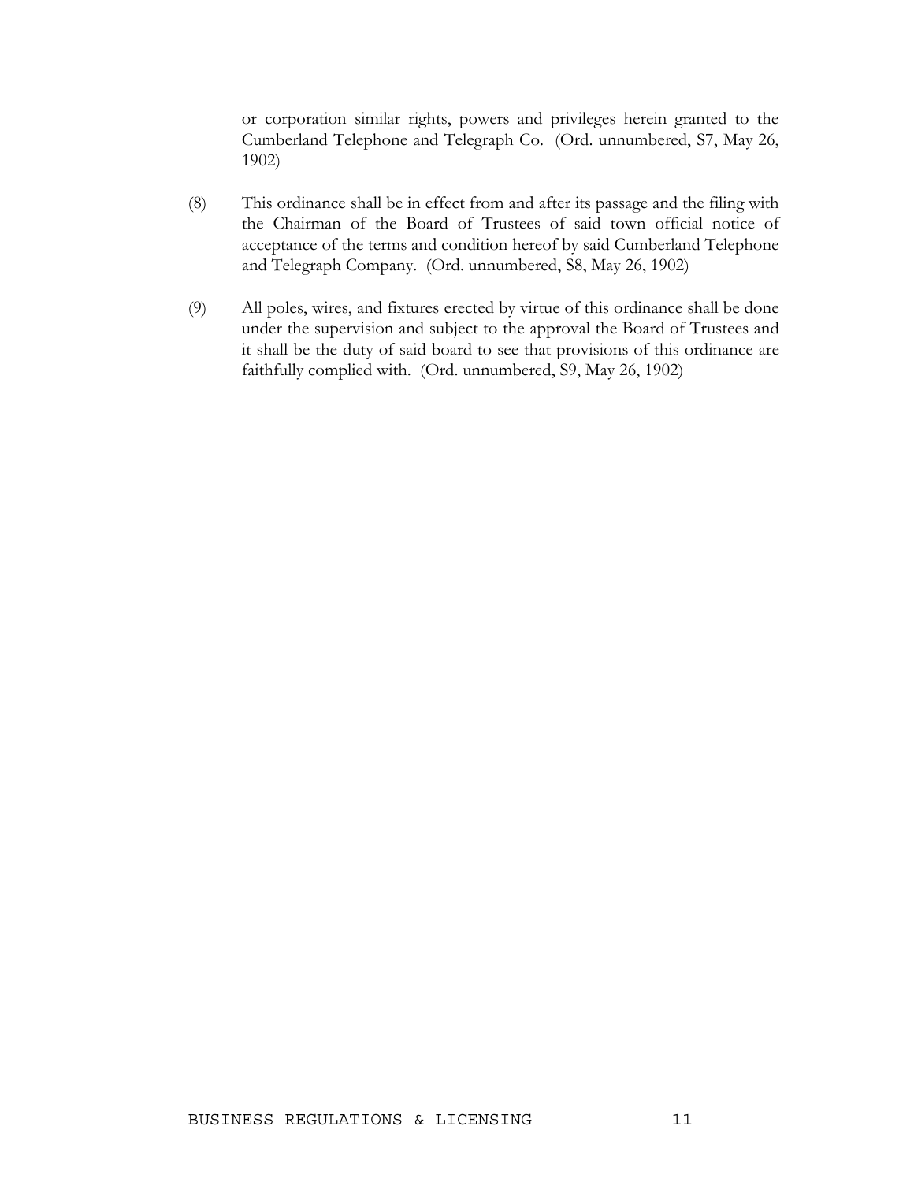or corporation similar rights, powers and privileges herein granted to the Cumberland Telephone and Telegraph Co. (Ord. unnumbered, S7, May 26, 1902)

(8) This ordinance shall be in effect from and after its passage and the filing with the Chairman of the Board of Trustees of said town official notice of acceptance of the terms and condition hereof by said Cumberland Telephone and Telegraph Company. (Ord. unnumbered, S8, May 26, 1902)

(9) All poles, wires, and fixtures erected by virtue of this ordinance shall be done under the supervision and subject to the approval the Board of Trustees and it shall be the duty of said board to see that provisions of this ordinance are faithfully complied with. (Ord. unnumbered, S9, May 26, 1902)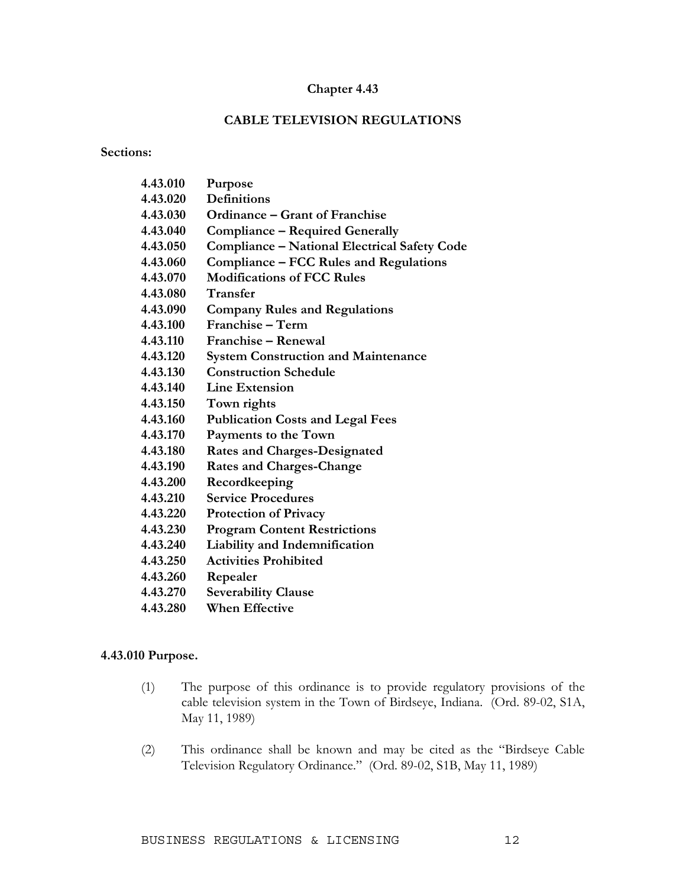# Chapter 4.43

## CABLE TELEVISION REGULATIONS

**Sections:**

| | |
|---|---|
| **4.43.010** | **Purpose** |
| **4.43.020** | **Definitions** |
| **4.43.030** | **Ordinance – Grant of Franchise** |
| **4.43.040** | **Compliance – Required Generally** |
| **4.43.050** | **Compliance – National Electrical Safety Code** |
| **4.43.060** | **Compliance – FCC Rules and Regulations** |
| **4.43.070** | **Modifications of FCC Rules** |
| **4.43.080** | **Transfer** |
| **4.43.090** | **Company Rules and Regulations** |
| **4.43.100** | **Franchise – Term** |
| **4.43.110** | **Franchise – Renewal** |
| **4.43.120** | **System Construction and Maintenance** |
| **4.43.130** | **Construction Schedule** |
| **4.43.140** | **Line Extension** |
| **4.43.150** | **Town rights** |
| **4.43.160** | **Publication Costs and Legal Fees** |
| **4.43.170** | **Payments to the Town** |
| **4.43.180** | **Rates and Charges-Designated** |
| **4.43.190** | **Rates and Charges-Change** |
| **4.43.200** | **Recordkeeping** |
| **4.43.210** | **Service Procedures** |
| **4.43.220** | **Protection of Privacy** |
| **4.43.230** | **Program Content Restrictions** |
| **4.43.240** | **Liability and Indemnification** |
| **4.43.250** | **Activities Prohibited** |
| **4.43.260** | **Repealer** |
| **4.43.270** | **Severability Clause** |
| **4.43.280** | **When Effective** |

**4.43.010 Purpose.**

(1) The purpose of this ordinance is to provide regulatory provisions of the cable television system in the Town of Birdseye, Indiana. (Ord. 89-02, S1A, May 11, 1989)

(2) This ordinance shall be known and may be cited as the "Birdseye Cable Television Regulatory Ordinance." (Ord. 89-02, S1B, May 11, 1989)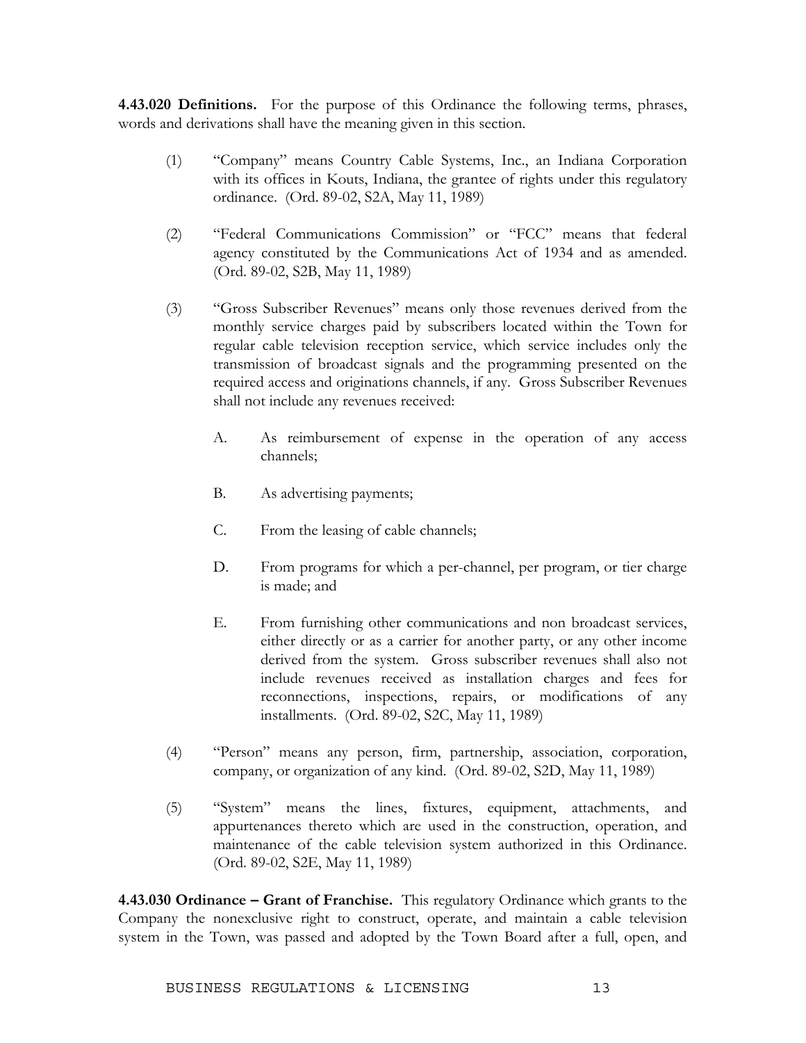**4.43.020 Definitions.** For the purpose of this Ordinance the following terms, phrases, words and derivations shall have the meaning given in this section.

(1) "Company" means Country Cable Systems, Inc., an Indiana Corporation with its offices in Kouts, Indiana, the grantee of rights under this regulatory ordinance. (Ord. 89-02, S2A, May 11, 1989)

(2) "Federal Communications Commission" or "FCC" means that federal agency constituted by the Communications Act of 1934 and as amended. (Ord. 89-02, S2B, May 11, 1989)

(3) "Gross Subscriber Revenues" means only those revenues derived from the monthly service charges paid by subscribers located within the Town for regular cable television reception service, which service includes only the transmission of broadcast signals and the programming presented on the required access and originations channels, if any. Gross Subscriber Revenues shall not include any revenues received:

   A. As reimbursement of expense in the operation of any access channels;

   B. As advertising payments;

   C. From the leasing of cable channels;

   D. From programs for which a per-channel, per program, or tier charge is made; and

   E. From furnishing other communications and non broadcast services, either directly or as a carrier for another party, or any other income derived from the system. Gross subscriber revenues shall also not include revenues received as installation charges and fees for reconnections, inspections, repairs, or modifications of any installments. (Ord. 89-02, S2C, May 11, 1989)

(4) "Person" means any person, firm, partnership, association, corporation, company, or organization of any kind. (Ord. 89-02, S2D, May 11, 1989)

(5) "System" means the lines, fixtures, equipment, attachments, and appurtenances thereto which are used in the construction, operation, and maintenance of the cable television system authorized in this Ordinance. (Ord. 89-02, S2E, May 11, 1989)

**4.43.030 Ordinance – Grant of Franchise.** This regulatory Ordinance which grants to the Company the nonexclusive right to construct, operate, and maintain a cable television system in the Town, was passed and adopted by the Town Board after a full, open, and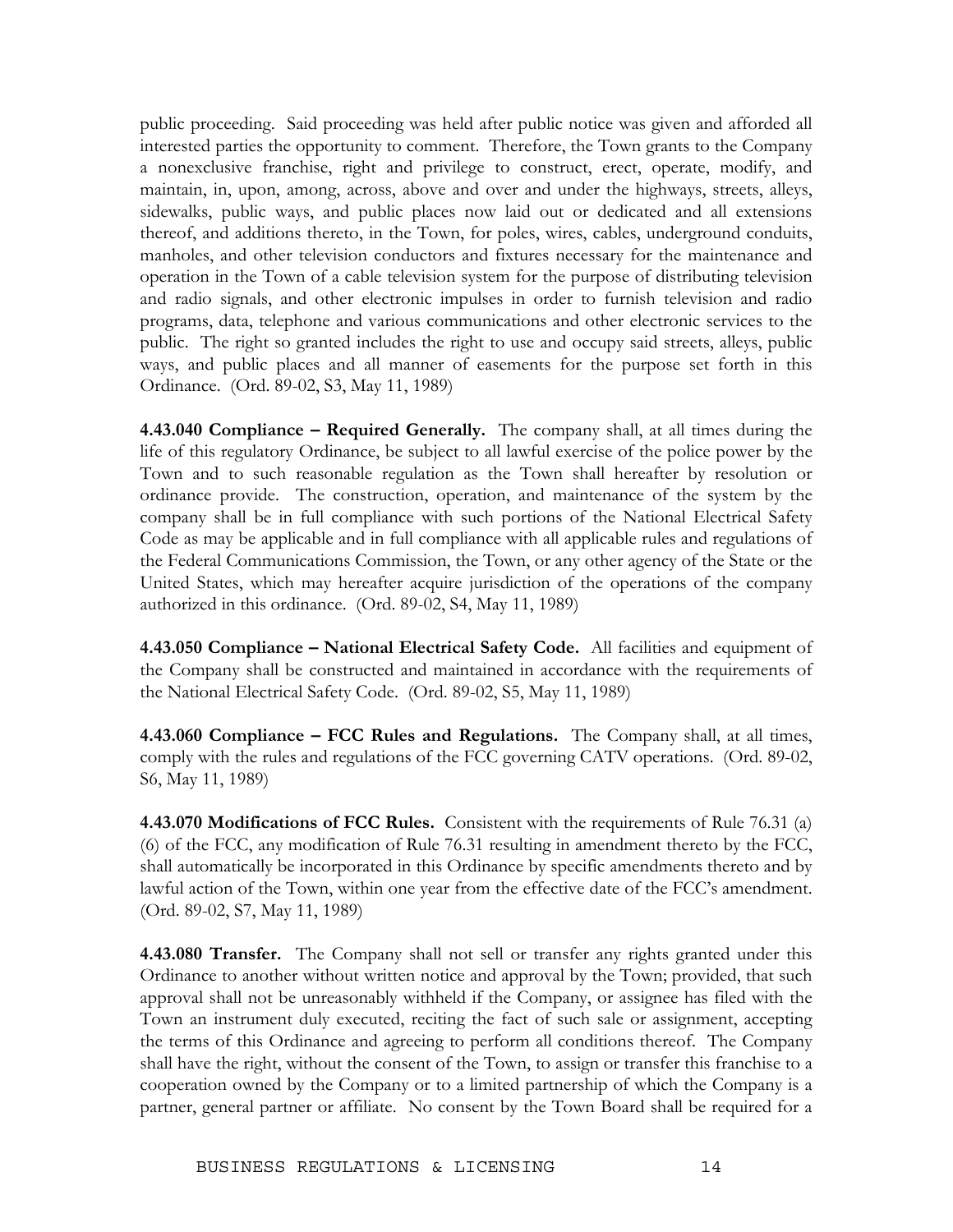public proceeding. Said proceeding was held after public notice was given and afforded all interested parties the opportunity to comment. Therefore, the Town grants to the Company a nonexclusive franchise, right and privilege to construct, erect, operate, modify, and maintain, in, upon, among, across, above and over and under the highways, streets, alleys, sidewalks, public ways, and public places now laid out or dedicated and all extensions thereof, and additions thereto, in the Town, for poles, wires, cables, underground conduits, manholes, and other television conductors and fixtures necessary for the maintenance and operation in the Town of a cable television system for the purpose of distributing television and radio signals, and other electronic impulses in order to furnish television and radio programs, data, telephone and various communications and other electronic services to the public. The right so granted includes the right to use and occupy said streets, alleys, public ways, and public places and all manner of easements for the purpose set forth in this Ordinance. (Ord. 89-02, S3, May 11, 1989)

**4.43.040 Compliance – Required Generally.** The company shall, at all times during the life of this regulatory Ordinance, be subject to all lawful exercise of the police power by the Town and to such reasonable regulation as the Town shall hereafter by resolution or ordinance provide. The construction, operation, and maintenance of the system by the company shall be in full compliance with such portions of the National Electrical Safety Code as may be applicable and in full compliance with all applicable rules and regulations of the Federal Communications Commission, the Town, or any other agency of the State or the United States, which may hereafter acquire jurisdiction of the operations of the company authorized in this ordinance. (Ord. 89-02, S4, May 11, 1989)

**4.43.050 Compliance – National Electrical Safety Code.** All facilities and equipment of the Company shall be constructed and maintained in accordance with the requirements of the National Electrical Safety Code. (Ord. 89-02, S5, May 11, 1989)

**4.43.060 Compliance – FCC Rules and Regulations.** The Company shall, at all times, comply with the rules and regulations of the FCC governing CATV operations. (Ord. 89-02, S6, May 11, 1989)

**4.43.070 Modifications of FCC Rules.** Consistent with the requirements of Rule 76.31 (a) (6) of the FCC, any modification of Rule 76.31 resulting in amendment thereto by the FCC, shall automatically be incorporated in this Ordinance by specific amendments thereto and by lawful action of the Town, within one year from the effective date of the FCC's amendment. (Ord. 89-02, S7, May 11, 1989)

**4.43.080 Transfer.** The Company shall not sell or transfer any rights granted under this Ordinance to another without written notice and approval by the Town; provided, that such approval shall not be unreasonably withheld if the Company, or assignee has filed with the Town an instrument duly executed, reciting the fact of such sale or assignment, accepting the terms of this Ordinance and agreeing to perform all conditions thereof. The Company shall have the right, without the consent of the Town, to assign or transfer this franchise to a cooperation owned by the Company or to a limited partnership of which the Company is a partner, general partner or affiliate. No consent by the Town Board shall be required for a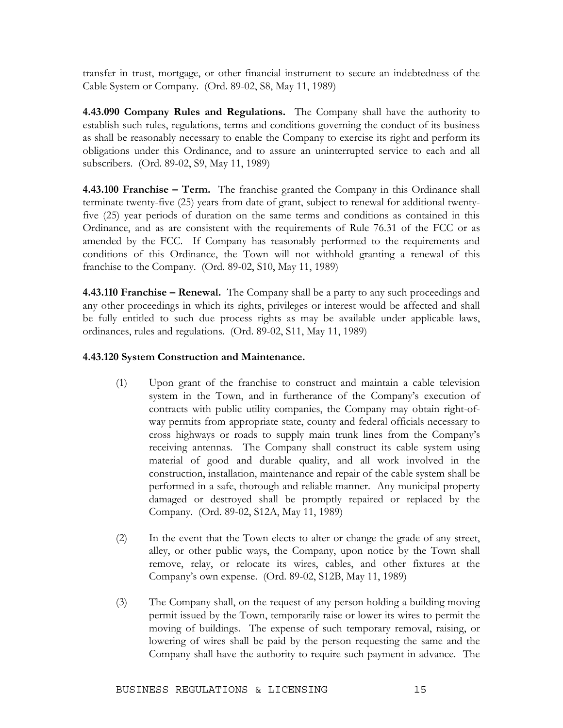transfer in trust, mortgage, or other financial instrument to secure an indebtedness of the Cable System or Company. (Ord. 89-02, S8, May 11, 1989)

**4.43.090 Company Rules and Regulations.** The Company shall have the authority to establish such rules, regulations, terms and conditions governing the conduct of its business as shall be reasonably necessary to enable the Company to exercise its right and perform its obligations under this Ordinance, and to assure an uninterrupted service to each and all subscribers. (Ord. 89-02, S9, May 11, 1989)

**4.43.100 Franchise – Term.** The franchise granted the Company in this Ordinance shall terminate twenty-five (25) years from date of grant, subject to renewal for additional twenty-five (25) year periods of duration on the same terms and conditions as contained in this Ordinance, and as are consistent with the requirements of Rule 76.31 of the FCC or as amended by the FCC. If Company has reasonably performed to the requirements and conditions of this Ordinance, the Town will not withhold granting a renewal of this franchise to the Company. (Ord. 89-02, S10, May 11, 1989)

**4.43.110 Franchise – Renewal.** The Company shall be a party to any such proceedings and any other proceedings in which its rights, privileges or interest would be affected and shall be fully entitled to such due process rights as may be available under applicable laws, ordinances, rules and regulations. (Ord. 89-02, S11, May 11, 1989)

**4.43.120 System Construction and Maintenance.**

(1) Upon grant of the franchise to construct and maintain a cable television system in the Town, and in furtherance of the Company's execution of contracts with public utility companies, the Company may obtain right-of-way permits from appropriate state, county and federal officials necessary to cross highways or roads to supply main trunk lines from the Company's receiving antennas. The Company shall construct its cable system using material of good and durable quality, and all work involved in the construction, installation, maintenance and repair of the cable system shall be performed in a safe, thorough and reliable manner. Any municipal property damaged or destroyed shall be promptly repaired or replaced by the Company. (Ord. 89-02, S12A, May 11, 1989)

(2) In the event that the Town elects to alter or change the grade of any street, alley, or other public ways, the Company, upon notice by the Town shall remove, relay, or relocate its wires, cables, and other fixtures at the Company's own expense. (Ord. 89-02, S12B, May 11, 1989)

(3) The Company shall, on the request of any person holding a building moving permit issued by the Town, temporarily raise or lower its wires to permit the moving of buildings. The expense of such temporary removal, raising, or lowering of wires shall be paid by the person requesting the same and the Company shall have the authority to require such payment in advance. The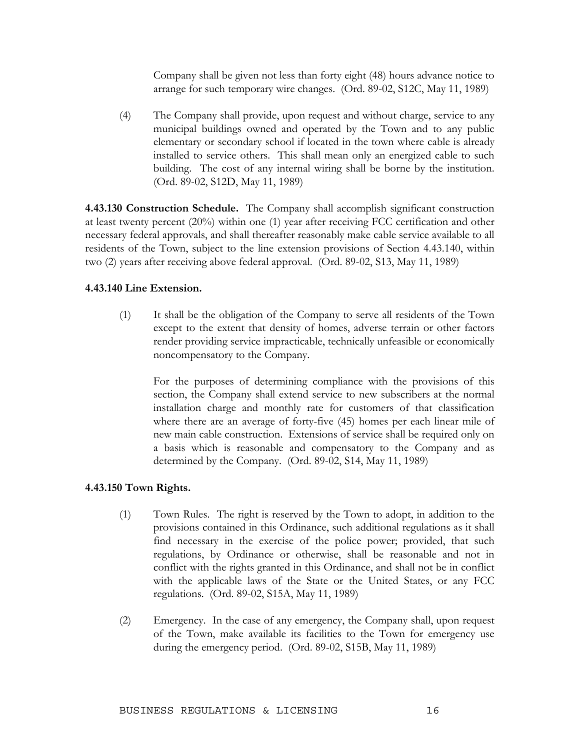Company shall be given not less than forty eight (48) hours advance notice to arrange for such temporary wire changes. (Ord. 89-02, S12C, May 11, 1989)

(4) The Company shall provide, upon request and without charge, service to any municipal buildings owned and operated by the Town and to any public elementary or secondary school if located in the town where cable is already installed to service others. This shall mean only an energized cable to such building. The cost of any internal wiring shall be borne by the institution. (Ord. 89-02, S12D, May 11, 1989)

**4.43.130 Construction Schedule.** The Company shall accomplish significant construction at least twenty percent (20%) within one (1) year after receiving FCC certification and other necessary federal approvals, and shall thereafter reasonably make cable service available to all residents of the Town, subject to the line extension provisions of Section 4.43.140, within two (2) years after receiving above federal approval. (Ord. 89-02, S13, May 11, 1989)

**4.43.140 Line Extension.**

(1) It shall be the obligation of the Company to serve all residents of the Town except to the extent that density of homes, adverse terrain or other factors render providing service impracticable, technically unfeasible or economically noncompensatory to the Company.

For the purposes of determining compliance with the provisions of this section, the Company shall extend service to new subscribers at the normal installation charge and monthly rate for customers of that classification where there are an average of forty-five (45) homes per each linear mile of new main cable construction. Extensions of service shall be required only on a basis which is reasonable and compensatory to the Company and as determined by the Company. (Ord. 89-02, S14, May 11, 1989)

**4.43.150 Town Rights.**

(1) Town Rules. The right is reserved by the Town to adopt, in addition to the provisions contained in this Ordinance, such additional regulations as it shall find necessary in the exercise of the police power; provided, that such regulations, by Ordinance or otherwise, shall be reasonable and not in conflict with the rights granted in this Ordinance, and shall not be in conflict with the applicable laws of the State or the United States, or any FCC regulations. (Ord. 89-02, S15A, May 11, 1989)

(2) Emergency. In the case of any emergency, the Company shall, upon request of the Town, make available its facilities to the Town for emergency use during the emergency period. (Ord. 89-02, S15B, May 11, 1989)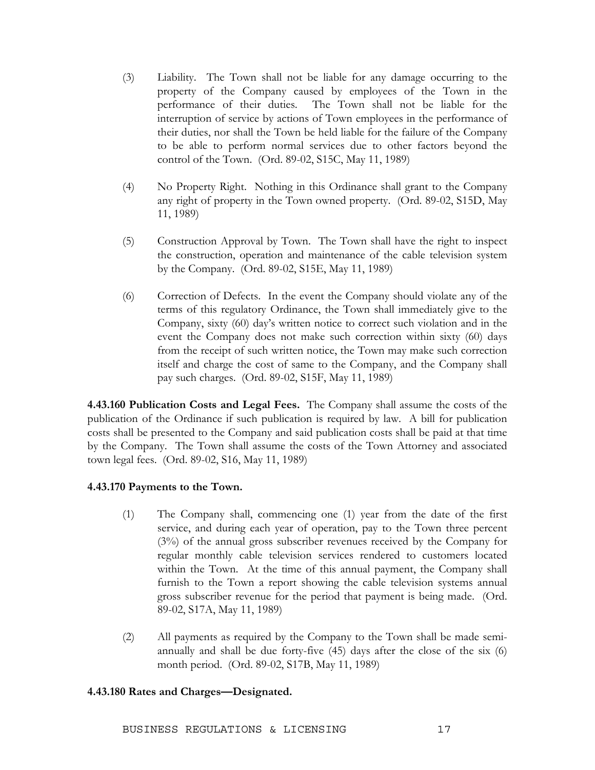(3) Liability. The Town shall not be liable for any damage occurring to the property of the Company caused by employees of the Town in the performance of their duties. The Town shall not be liable for the interruption of service by actions of Town employees in the performance of their duties, nor shall the Town be held liable for the failure of the Company to be able to perform normal services due to other factors beyond the control of the Town. (Ord. 89-02, S15C, May 11, 1989)

(4) No Property Right. Nothing in this Ordinance shall grant to the Company any right of property in the Town owned property. (Ord. 89-02, S15D, May 11, 1989)

(5) Construction Approval by Town. The Town shall have the right to inspect the construction, operation and maintenance of the cable television system by the Company. (Ord. 89-02, S15E, May 11, 1989)

(6) Correction of Defects. In the event the Company should violate any of the terms of this regulatory Ordinance, the Town shall immediately give to the Company, sixty (60) day's written notice to correct such violation and in the event the Company does not make such correction within sixty (60) days from the receipt of such written notice, the Town may make such correction itself and charge the cost of same to the Company, and the Company shall pay such charges. (Ord. 89-02, S15F, May 11, 1989)

**4.43.160 Publication Costs and Legal Fees.** The Company shall assume the costs of the publication of the Ordinance if such publication is required by law. A bill for publication costs shall be presented to the Company and said publication costs shall be paid at that time by the Company. The Town shall assume the costs of the Town Attorney and associated town legal fees. (Ord. 89-02, S16, May 11, 1989)

**4.43.170 Payments to the Town.**

(1) The Company shall, commencing one (1) year from the date of the first service, and during each year of operation, pay to the Town three percent (3%) of the annual gross subscriber revenues received by the Company for regular monthly cable television services rendered to customers located within the Town. At the time of this annual payment, the Company shall furnish to the Town a report showing the cable television systems annual gross subscriber revenue for the period that payment is being made. (Ord. 89-02, S17A, May 11, 1989)

(2) All payments as required by the Company to the Town shall be made semi-annually and shall be due forty-five (45) days after the close of the six (6) month period. (Ord. 89-02, S17B, May 11, 1989)

**4.43.180 Rates and Charges—Designated.**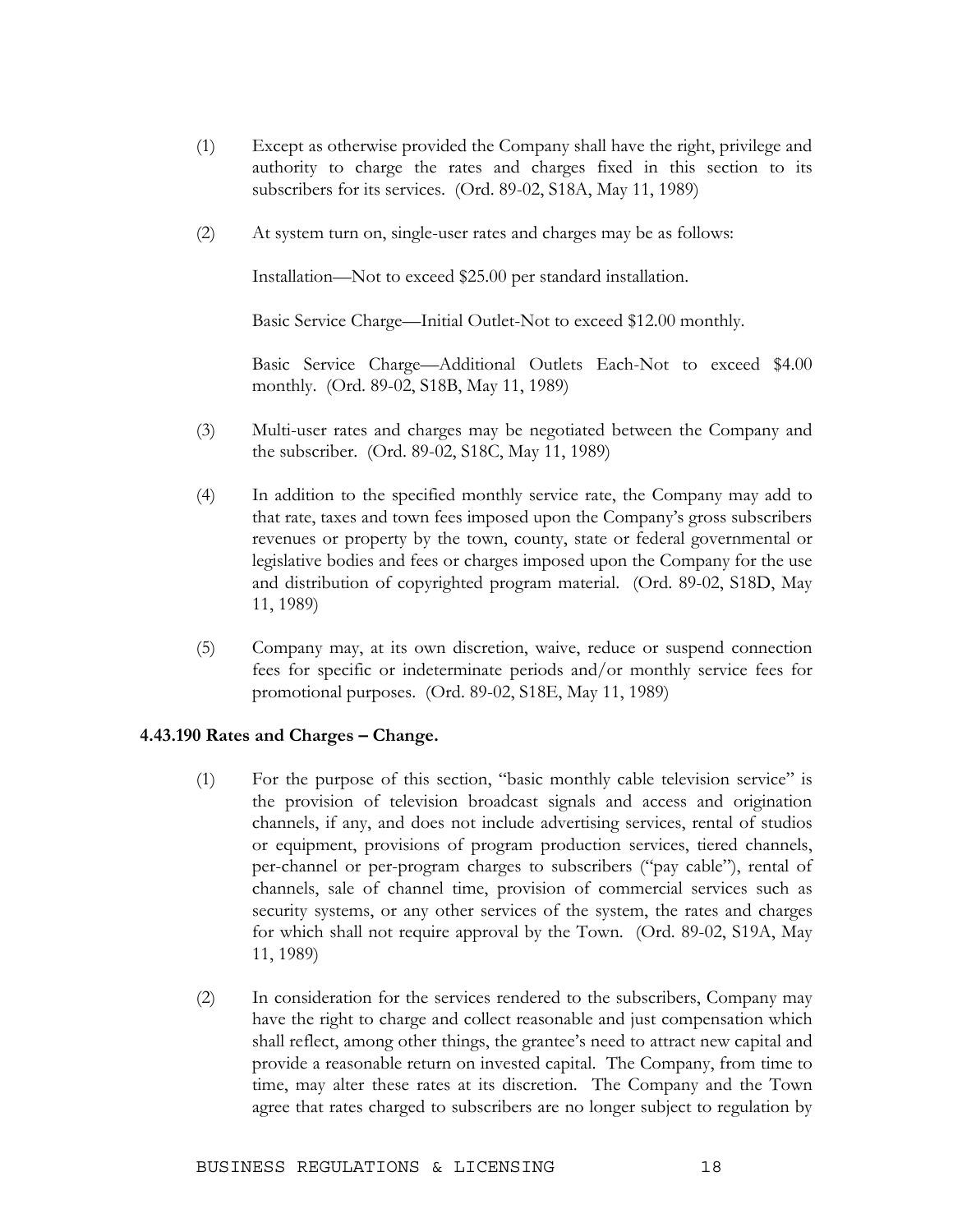(1) Except as otherwise provided the Company shall have the right, privilege and authority to charge the rates and charges fixed in this section to its subscribers for its services. (Ord. 89-02, S18A, May 11, 1989)

(2) At system turn on, single-user rates and charges may be as follows:

Installation—Not to exceed $25.00 per standard installation.

Basic Service Charge—Initial Outlet-Not to exceed $12.00 monthly.

Basic Service Charge—Additional Outlets Each-Not to exceed $4.00 monthly. (Ord. 89-02, S18B, May 11, 1989)

(3) Multi-user rates and charges may be negotiated between the Company and the subscriber. (Ord. 89-02, S18C, May 11, 1989)

(4) In addition to the specified monthly service rate, the Company may add to that rate, taxes and town fees imposed upon the Company's gross subscribers revenues or property by the town, county, state or federal governmental or legislative bodies and fees or charges imposed upon the Company for the use and distribution of copyrighted program material. (Ord. 89-02, S18D, May 11, 1989)

(5) Company may, at its own discretion, waive, reduce or suspend connection fees for specific or indeterminate periods and/or monthly service fees for promotional purposes. (Ord. 89-02, S18E, May 11, 1989)

**4.43.190 Rates and Charges – Change.**

(1) For the purpose of this section, "basic monthly cable television service" is the provision of television broadcast signals and access and origination channels, if any, and does not include advertising services, rental of studios or equipment, provisions of program production services, tiered channels, per-channel or per-program charges to subscribers ("pay cable"), rental of channels, sale of channel time, provision of commercial services such as security systems, or any other services of the system, the rates and charges for which shall not require approval by the Town. (Ord. 89-02, S19A, May 11, 1989)

(2) In consideration for the services rendered to the subscribers, Company may have the right to charge and collect reasonable and just compensation which shall reflect, among other things, the grantee's need to attract new capital and provide a reasonable return on invested capital. The Company, from time to time, may alter these rates at its discretion. The Company and the Town agree that rates charged to subscribers are no longer subject to regulation by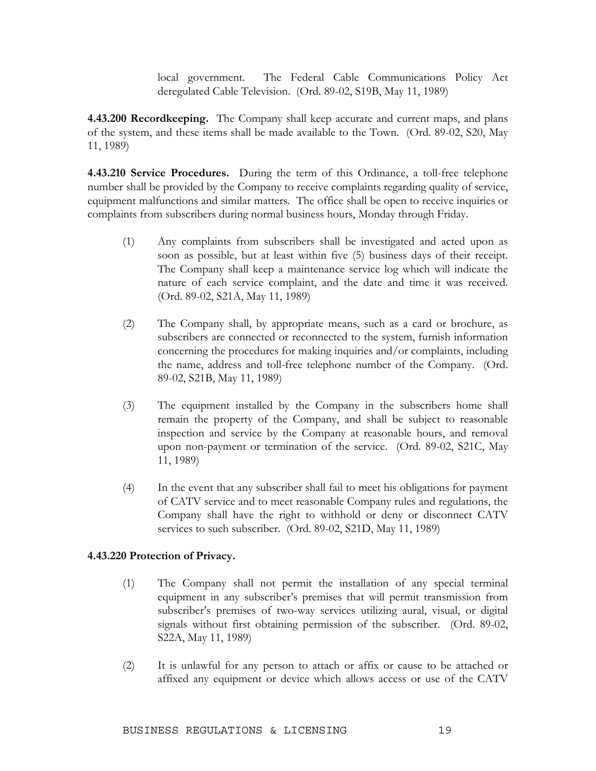local government. The Federal Cable Communications Policy Act deregulated Cable Television. (Ord. 89-02, S19B, May 11, 1989)

**4.43.200 Recordkeeping.** The Company shall keep accurate and current maps, and plans of the system, and these items shall be made available to the Town. (Ord. 89-02, S20, May 11, 1989)

**4.43.210 Service Procedures.** During the term of this Ordinance, a toll-free telephone number shall be provided by the Company to receive complaints regarding quality of service, equipment malfunctions and similar matters. The office shall be open to receive inquiries or complaints from subscribers during normal business hours, Monday through Friday.

(1) Any complaints from subscribers shall be investigated and acted upon as soon as possible, but at least within five (5) business days of their receipt. The Company shall keep a maintenance service log which will indicate the nature of each service complaint, and the date and time it was received. (Ord. 89-02, S21A, May 11, 1989)

(2) The Company shall, by appropriate means, such as a card or brochure, as subscribers are connected or reconnected to the system, furnish information concerning the procedures for making inquiries and/or complaints, including the name, address and toll-free telephone number of the Company. (Ord. 89-02, S21B, May 11, 1989)

(3) The equipment installed by the Company in the subscribers home shall remain the property of the Company, and shall be subject to reasonable inspection and service by the Company at reasonable hours, and removal upon non-payment or termination of the service. (Ord. 89-02, S21C, May 11, 1989)

(4) In the event that any subscriber shall fail to meet his obligations for payment of CATV service and to meet reasonable Company rules and regulations, the Company shall have the right to withhold or deny or disconnect CATV services to such subscriber. (Ord. 89-02, S21D, May 11, 1989)

**4.43.220 Protection of Privacy.**

(1) The Company shall not permit the installation of any special terminal equipment in any subscriber's premises that will permit transmission from subscriber's premises of two-way services utilizing aural, visual, or digital signals without first obtaining permission of the subscriber. (Ord. 89-02, S22A, May 11, 1989)

(2) It is unlawful for any person to attach or affix or cause to be attached or affixed any equipment or device which allows access or use of the CATV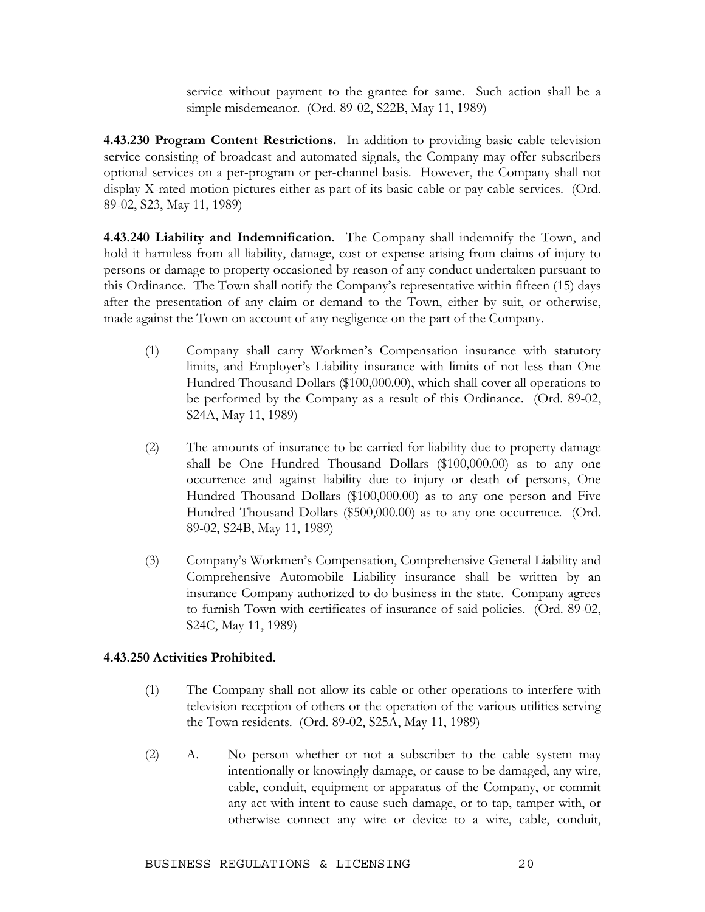service without payment to the grantee for same. Such action shall be a simple misdemeanor. (Ord. 89-02, S22B, May 11, 1989)

**4.43.230 Program Content Restrictions.** In addition to providing basic cable television service consisting of broadcast and automated signals, the Company may offer subscribers optional services on a per-program or per-channel basis. However, the Company shall not display X-rated motion pictures either as part of its basic cable or pay cable services. (Ord. 89-02, S23, May 11, 1989)

**4.43.240 Liability and Indemnification.** The Company shall indemnify the Town, and hold it harmless from all liability, damage, cost or expense arising from claims of injury to persons or damage to property occasioned by reason of any conduct undertaken pursuant to this Ordinance. The Town shall notify the Company's representative within fifteen (15) days after the presentation of any claim or demand to the Town, either by suit, or otherwise, made against the Town on account of any negligence on the part of the Company.

(1) Company shall carry Workmen's Compensation insurance with statutory limits, and Employer's Liability insurance with limits of not less than One Hundred Thousand Dollars ($100,000.00), which shall cover all operations to be performed by the Company as a result of this Ordinance. (Ord. 89-02, S24A, May 11, 1989)

(2) The amounts of insurance to be carried for liability due to property damage shall be One Hundred Thousand Dollars ($100,000.00) as to any one occurrence and against liability due to injury or death of persons, One Hundred Thousand Dollars ($100,000.00) as to any one person and Five Hundred Thousand Dollars ($500,000.00) as to any one occurrence. (Ord. 89-02, S24B, May 11, 1989)

(3) Company's Workmen's Compensation, Comprehensive General Liability and Comprehensive Automobile Liability insurance shall be written by an insurance Company authorized to do business in the state. Company agrees to furnish Town with certificates of insurance of said policies. (Ord. 89-02, S24C, May 11, 1989)

**4.43.250 Activities Prohibited.**

(1) The Company shall not allow its cable or other operations to interfere with television reception of others or the operation of the various utilities serving the Town residents. (Ord. 89-02, S25A, May 11, 1989)

(2) A. No person whether or not a subscriber to the cable system may intentionally or knowingly damage, or cause to be damaged, any wire, cable, conduit, equipment or apparatus of the Company, or commit any act with intent to cause such damage, or to tap, tamper with, or otherwise connect any wire or device to a wire, cable, conduit,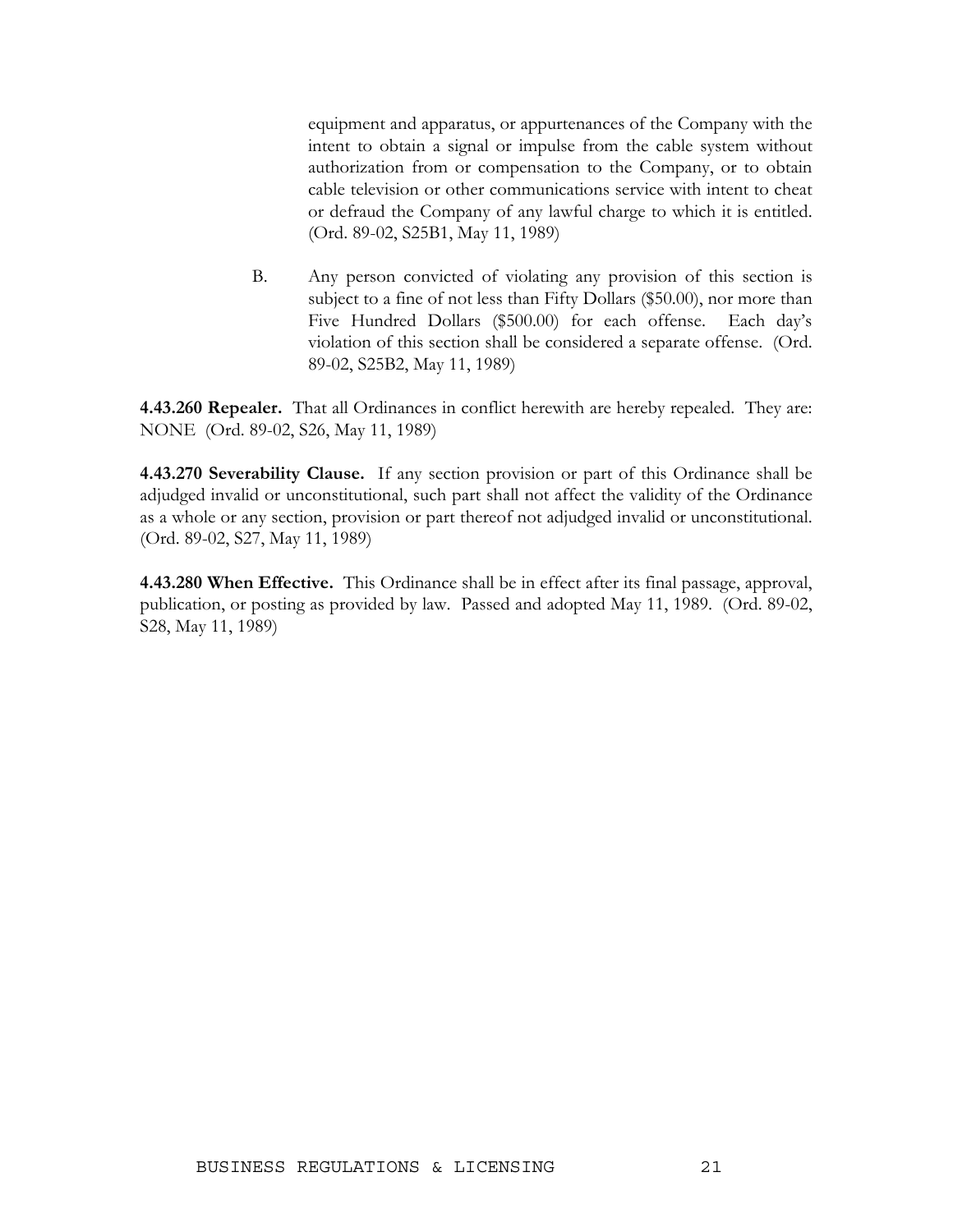equipment and apparatus, or appurtenances of the Company with the intent to obtain a signal or impulse from the cable system without authorization from or compensation to the Company, or to obtain cable television or other communications service with intent to cheat or defraud the Company of any lawful charge to which it is entitled. (Ord. 89-02, S25B1, May 11, 1989)

B. Any person convicted of violating any provision of this section is subject to a fine of not less than Fifty Dollars ($50.00), nor more than Five Hundred Dollars ($500.00) for each offense. Each day's violation of this section shall be considered a separate offense. (Ord. 89-02, S25B2, May 11, 1989)

**4.43.260 Repealer.** That all Ordinances in conflict herewith are hereby repealed. They are: NONE (Ord. 89-02, S26, May 11, 1989)

**4.43.270 Severability Clause.** If any section provision or part of this Ordinance shall be adjudged invalid or unconstitutional, such part shall not affect the validity of the Ordinance as a whole or any section, provision or part thereof not adjudged invalid or unconstitutional. (Ord. 89-02, S27, May 11, 1989)

**4.43.280 When Effective.** This Ordinance shall be in effect after its final passage, approval, publication, or posting as provided by law. Passed and adopted May 11, 1989. (Ord. 89-02, S28, May 11, 1989)